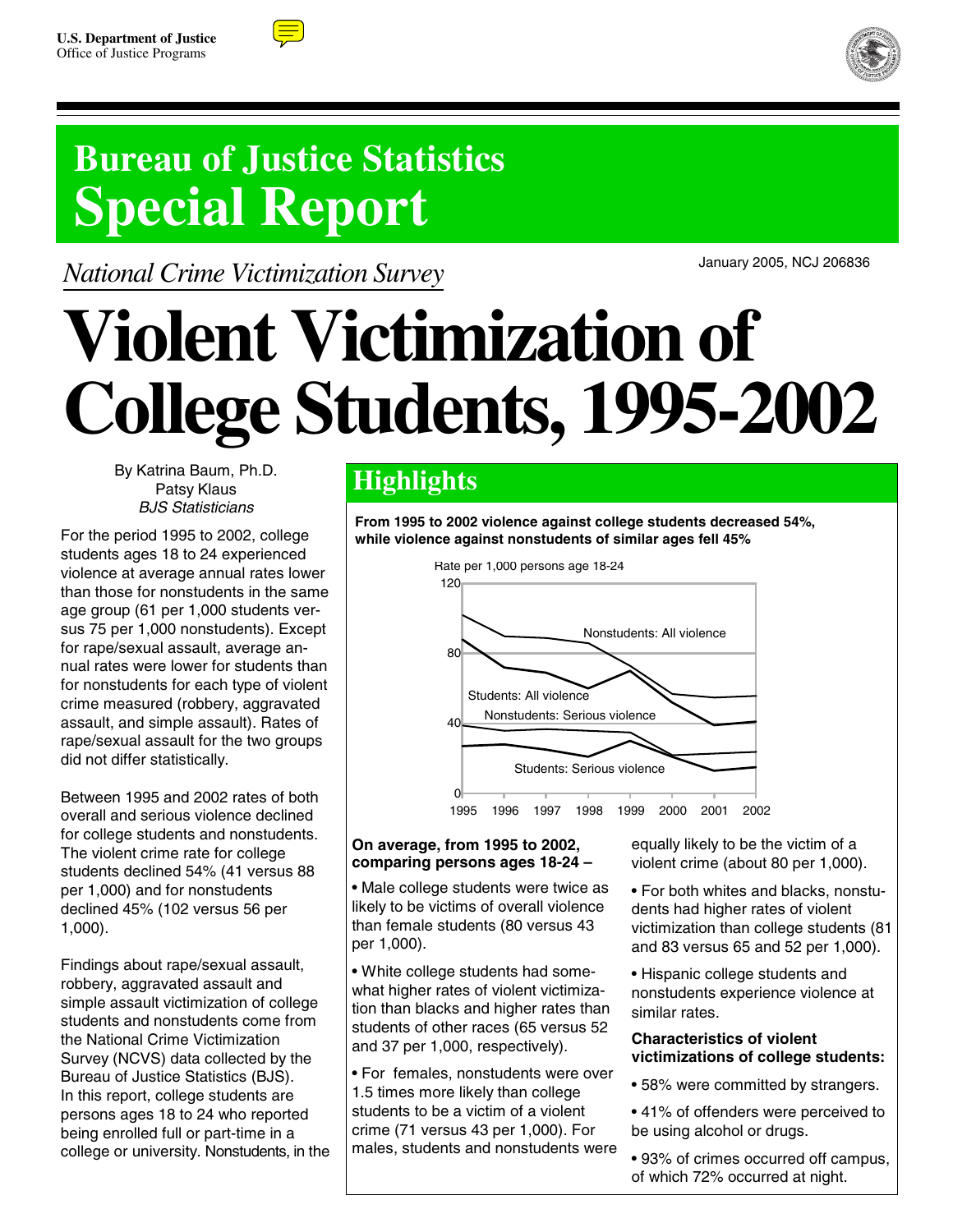U.S. Department of Justice
Office of Justice Programs

# Bureau of Justice Statistics
# Special Report

*National Crime Victimization Survey*

January 2005, NCJ 206836

# Violent Victimization of College Students, 1995-2002

By Katrina Baum, Ph.D.
Patsy Klaus
*BJS Statisticians*

For the period 1995 to 2002, college students ages 18 to 24 experienced violence at average annual rates lower than those for nonstudents in the same age group (61 per 1,000 students versus 75 per 1,000 nonstudents). Except for rape/sexual assault, average annual rates were lower for students than for nonstudents for each type of violent crime measured (robbery, aggravated assault, and simple assault). Rates of rape/sexual assault for the two groups did not differ statistically.

Between 1995 and 2002 rates of both overall and serious violence declined for college students and nonstudents. The violent crime rate for college students declined 54% (41 versus 88 per 1,000) and for nonstudents declined 45% (102 versus 56 per 1,000).

Findings about rape/sexual assault, robbery, aggravated assault and simple assault victimization of college students and nonstudents come from the National Crime Victimization Survey (NCVS) data collected by the Bureau of Justice Statistics (BJS). In this report, college students are persons ages 18 to 24 who reported being enrolled full or part-time in a college or university. Nonstudents, in the

## Highlights

**From 1995 to 2002 violence against college students decreased 54%, while violence against nonstudents of similar ages fell 45%**

Rate per 1,000 persons age 18-24

(Chart: Nonstudents: All violence; Students: All violence; Nonstudents: Serious violence; Students: Serious violence; 1995–2002)

**On average, from 1995 to 2002, comparing persons ages 18-24 –**

- Male college students were twice as likely to be victims of overall violence than female students (80 versus 43 per 1,000).
- White college students had somewhat higher rates of violent victimization than blacks and higher rates than students of other races (65 versus 52 and 37 per 1,000, respectively).
- For females, nonstudents were over 1.5 times more likely than college students to be a victim of a violent crime (71 versus 43 per 1,000). For males, students and nonstudents were equally likely to be the victim of a violent crime (about 80 per 1,000).
- For both whites and blacks, nonstudents had higher rates of violent victimization than college students (81 and 83 versus 65 and 52 per 1,000).
- Hispanic college students and nonstudents experience violence at similar rates.

**Characteristics of violent victimizations of college students:**

- 58% were committed by strangers.
- 41% of offenders were perceived to be using alcohol or drugs.
- 93% of crimes occurred off campus, of which 72% occurred at night.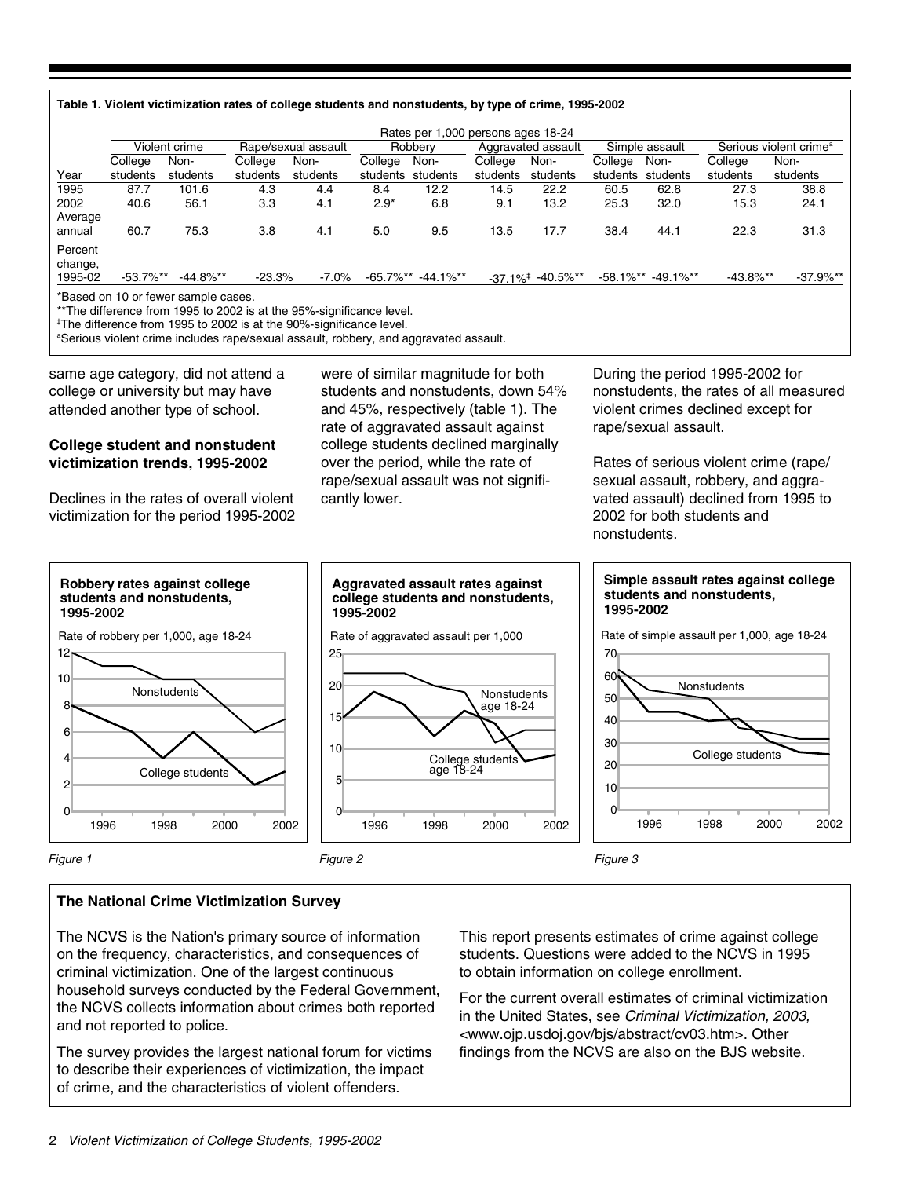**Table 1. Violent victimization rates of college students and nonstudents, by type of crime, 1995-2002**

| | Rates per 1,000 persons ages 18-24 | | | | | | | | | | | |
|---|---|---|---|---|---|---|---|---|---|---|---|---|
| | Violent crime | | Rape/sexual assault | | Robbery | | Aggravated assault | | Simple assault | | Serious violent crime[a] | |
| Year | College students | Non-students | College students | Non-students | College students | Non-students | College students | Non-students | College students | Non-students | College students | Non-students |
| 1995 | 87.7 | 101.6 | 4.3 | 4.4 | 8.4 | 12.2 | 14.5 | 22.2 | 60.5 | 62.8 | 27.3 | 38.8 |
| 2002 | 40.6 | 56.1 | 3.3 | 4.1 | 2.9* | 6.8 | 9.1 | 13.2 | 25.3 | 32.0 | 15.3 | 24.1 |
| Average annual | 60.7 | 75.3 | 3.8 | 4.1 | 5.0 | 9.5 | 13.5 | 17.7 | 38.4 | 44.1 | 22.3 | 31.3 |
| Percent change, 1995-02 | -53.7%** | -44.8%** | -23.3% | -7.0% | -65.7%** | -44.1%** | -37.1%‡ | -40.5%** | -58.1%** | -49.1%** | -43.8%** | -37.9%** |

*Based on 10 or fewer sample cases.
**The difference from 1995 to 2002 is at the 95%-significance level.
‡The difference from 1995 to 2002 is at the 90%-significance level.
[a]Serious violent crime includes rape/sexual assault, robbery, and aggravated assault.

same age category, did not attend a college or university but may have attended another type of school.

### College student and nonstudent victimization trends, 1995-2002

Declines in the rates of overall violent victimization for the period 1995-2002 were of similar magnitude for both students and nonstudents, down 54% and 45%, respectively (table 1). The rate of aggravated assault against college students declined marginally over the period, while the rate of rape/sexual assault was not significantly lower.

During the period 1995-2002 for nonstudents, the rates of all measured violent crimes declined except for rape/sexual assault.

Rates of serious violent crime (rape/sexual assault, robbery, and aggravated assault) declined from 1995 to 2002 for both students and nonstudents.

**Robbery rates against college students and nonstudents, 1995-2002**

*Figure 1*

**Aggravated assault rates against college students and nonstudents, 1995-2002**

*Figure 2*

**Simple assault rates against college students and nonstudents, 1995-2002**

*Figure 3*

### The National Crime Victimization Survey

The NCVS is the Nation's primary source of information on the frequency, characteristics, and consequences of criminal victimization. One of the largest continuous household surveys conducted by the Federal Government, the NCVS collects information about crimes both reported and not reported to police.

The survey provides the largest national forum for victims to describe their experiences of victimization, the impact of crime, and the characteristics of violent offenders.

This report presents estimates of crime against college students. Questions were added to the NCVS in 1995 to obtain information on college enrollment.

For the current overall estimates of criminal victimization in the United States, see *Criminal Victimization, 2003,* <www.ojp.usdoj.gov/bjs/abstract/cv03.htm>. Other findings from the NCVS are also on the BJS website.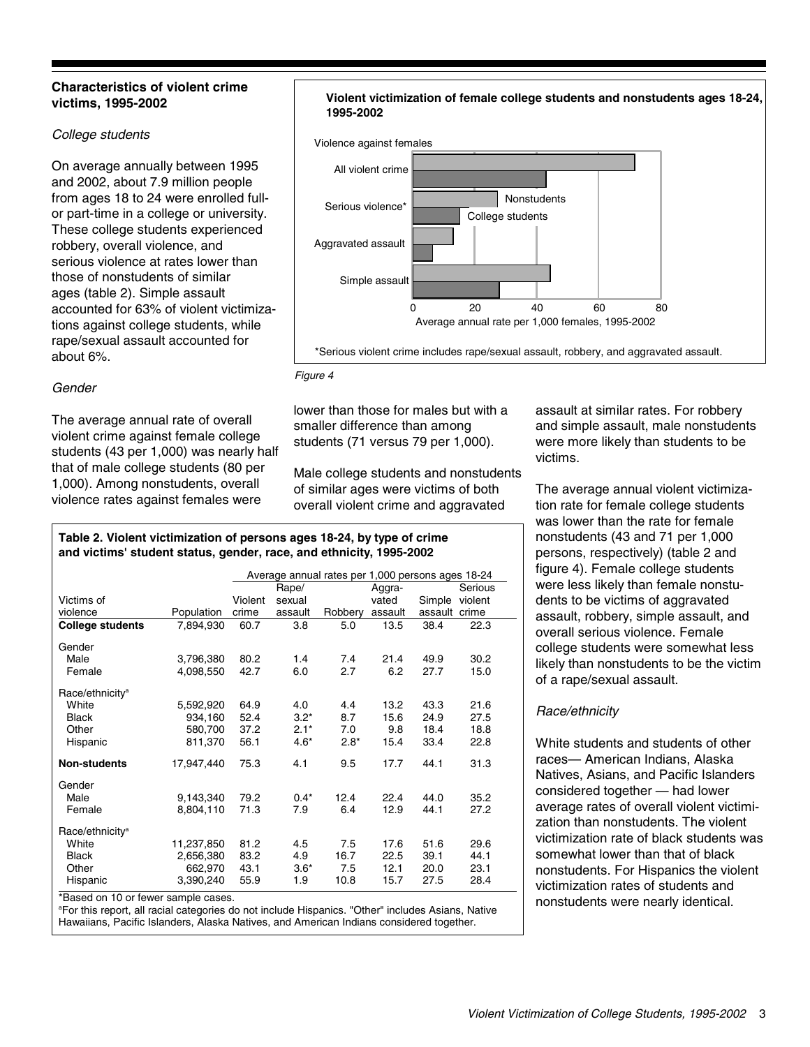### Characteristics of violent crime victims, 1995-2002

*College students*

On average annually between 1995 and 2002, about 7.9 million people from ages 18 to 24 were enrolled full- or part-time in a college or university. These college students experienced robbery, overall violence, and serious violence at rates lower than those of nonstudents of similar ages (table 2). Simple assault accounted for 63% of violent victimizations against college students, while rape/sexual assault accounted for about 6%.

**Violent victimization of female college students and nonstudents ages 18-24, 1995-2002**

Violence against females

| | Nonstudents | College students |
|---|---|---|
| All violent crime | 71 | 43 |
| Serious violence* | 27 | 15 |
| Aggravated assault | 13 | 6 |
| Simple assault | 44 | 28 |

Average annual rate per 1,000 females, 1995-2002

*Serious violent crime includes rape/sexual assault, robbery, and aggravated assault.

*Figure 4*

*Gender*

The average annual rate of overall violent crime against female college students (43 per 1,000) was nearly half that of male college students (80 per 1,000). Among nonstudents, overall violence rates against females were lower than those for males but with a smaller difference than among students (71 versus 79 per 1,000).

Male college students and nonstudents of similar ages were victims of both overall violent crime and aggravated assault at similar rates. For robbery and simple assault, male nonstudents were more likely than students to be victims.

The average annual violent victimization rate for female college students was lower than the rate for female nonstudents (43 and 71 per 1,000 persons, respectively) (table 2 and figure 4). Female college students were less likely than female nonstudents to be victims of aggravated assault, robbery, simple assault, and overall serious violence. Female college students were somewhat less likely than nonstudents to be the victim of a rape/sexual assault.

*Race/ethnicity*

White students and students of other races— American Indians, Alaska Natives, Asians, and Pacific Islanders considered together — had lower average rates of overall violent victimization than nonstudents. The violent victimization rate of black students was somewhat lower than that of black nonstudents. For Hispanics the violent victimization rates of students and nonstudents were nearly identical.

**Table 2. Violent victimization of persons ages 18-24, by type of crime and victims' student status, gender, race, and ethnicity, 1995-2002**

| | | Average annual rates per 1,000 persons ages 18-24 | | | | | |
|---|---|---|---|---|---|---|---|
| Victims of violence | Population | Violent crime | Rape/ sexual assault | Robbery | Aggravated assault | Simple assault | Serious violent crime |
| **College students** | 7,894,930 | 60.7 | 3.8 | 5.0 | 13.5 | 38.4 | 22.3 |
| Gender | | | | | | | |
| Male | 3,796,380 | 80.2 | 1.4 | 7.4 | 21.4 | 49.9 | 30.2 |
| Female | 4,098,550 | 42.7 | 6.0 | 2.7 | 6.2 | 27.7 | 15.0 |
| Race/ethnicity[a] | | | | | | | |
| White | 5,592,920 | 64.9 | 4.0 | 4.4 | 13.2 | 43.3 | 21.6 |
| Black | 934,160 | 52.4 | 3.2* | 8.7 | 15.6 | 24.9 | 27.5 |
| Other | 580,700 | 37.2 | 2.1* | 7.0 | 9.8 | 18.4 | 18.8 |
| Hispanic | 811,370 | 56.1 | 4.6* | 2.8* | 15.4 | 33.4 | 22.8 |
| **Non-students** | 17,947,440 | 75.3 | 4.1 | 9.5 | 17.7 | 44.1 | 31.3 |
| Gender | | | | | | | |
| Male | 9,143,340 | 79.2 | 0.4* | 12.4 | 22.4 | 44.0 | 35.2 |
| Female | 8,804,110 | 71.3 | 7.9 | 6.4 | 12.9 | 44.1 | 27.2 |
| Race/ethnicity[a] | | | | | | | |
| White | 11,237,850 | 81.2 | 4.5 | 7.5 | 17.6 | 51.6 | 29.6 |
| Black | 2,656,380 | 83.2 | 4.9 | 16.7 | 22.5 | 39.1 | 44.1 |
| Other | 662,970 | 43.1 | 3.6* | 7.5 | 12.1 | 20.0 | 23.1 |
| Hispanic | 3,390,240 | 55.9 | 1.9 | 10.8 | 15.7 | 27.5 | 28.4 |

*Based on 10 or fewer sample cases.
[a]For this report, all racial categories do not include Hispanics. "Other" includes Asians, Native Hawaiians, Pacific Islanders, Alaska Natives, and American Indians considered together.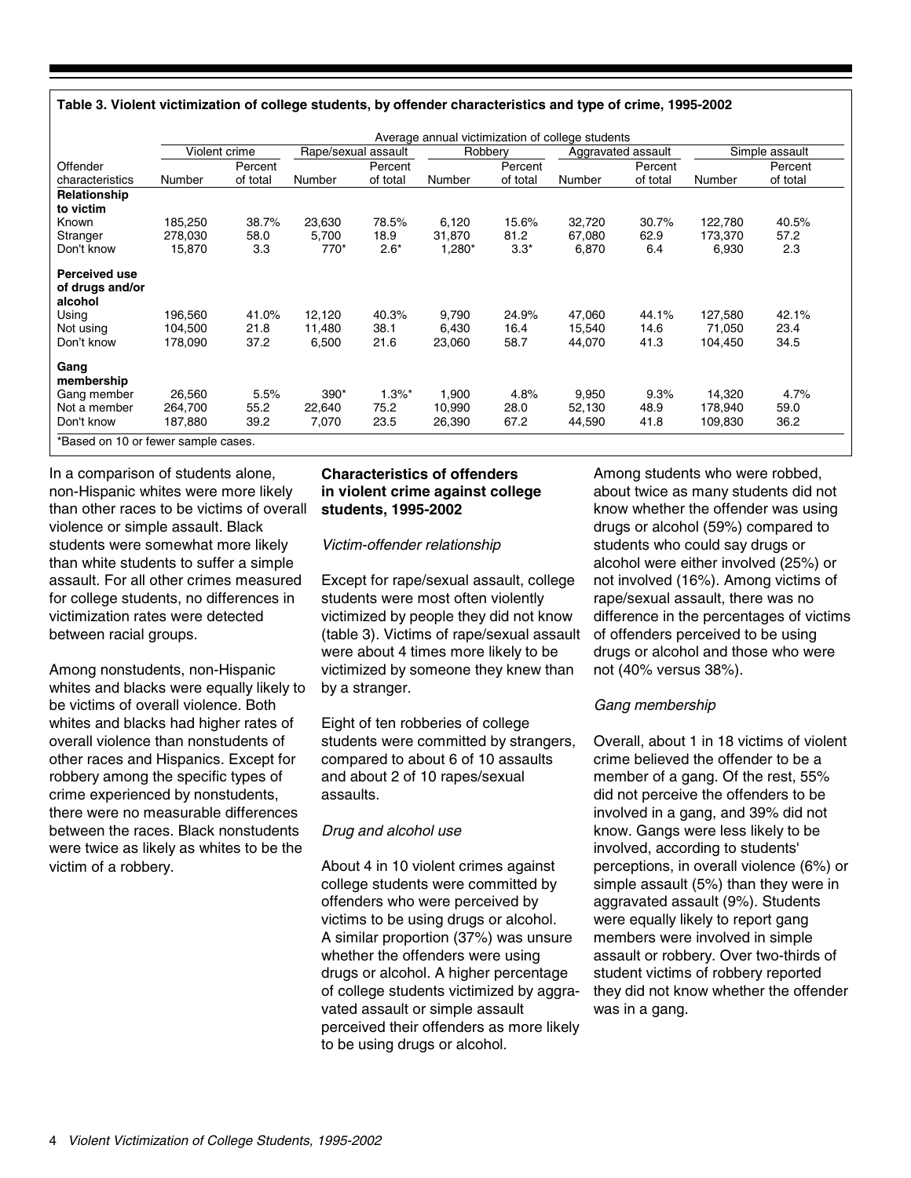**Table 3. Violent victimization of college students, by offender characteristics and type of crime, 1995-2002**

| | Average annual victimization of college students | | | | | | | | | |
|---|---|---|---|---|---|---|---|---|---|---|
| | Violent crime | | Rape/sexual assault | | Robbery | | Aggravated assault | | Simple assault | |
| Offender characteristics | Number | Percent of total | Number | Percent of total | Number | Percent of total | Number | Percent of total | Number | Percent of total |
| **Relationship to victim** | | | | | | | | | | |
| Known | 185,250 | 38.7% | 23,630 | 78.5% | 6,120 | 15.6% | 32,720 | 30.7% | 122,780 | 40.5% |
| Stranger | 278,030 | 58.0 | 5,700 | 18.9 | 31,870 | 81.2 | 67,080 | 62.9 | 173,370 | 57.2 |
| Don't know | 15,870 | 3.3 | 770* | 2.6* | 1,280* | 3.3* | 6,870 | 6.4 | 6,930 | 2.3 |
| **Perceived use of drugs and/or alcohol** | | | | | | | | | | |
| Using | 196,560 | 41.0% | 12,120 | 40.3% | 9,790 | 24.9% | 47,060 | 44.1% | 127,580 | 42.1% |
| Not using | 104,500 | 21.8 | 11,480 | 38.1 | 6,430 | 16.4 | 15,540 | 14.6 | 71,050 | 23.4 |
| Don't know | 178,090 | 37.2 | 6,500 | 21.6 | 23,060 | 58.7 | 44,070 | 41.3 | 104,450 | 34.5 |
| **Gang membership** | | | | | | | | | | |
| Gang member | 26,560 | 5.5% | 390* | 1.3%* | 1,900 | 4.8% | 9,950 | 9.3% | 14,320 | 4.7% |
| Not a member | 264,700 | 55.2 | 22,640 | 75.2 | 10,990 | 28.0 | 52,130 | 48.9 | 178,940 | 59.0 |
| Don't know | 187,880 | 39.2 | 7,070 | 23.5 | 26,390 | 67.2 | 44,590 | 41.8 | 109,830 | 36.2 |

*Based on 10 or fewer sample cases.

In a comparison of students alone, non-Hispanic whites were more likely than other races to be victims of overall violence or simple assault. Black students were somewhat more likely than white students to suffer a simple assault. For all other crimes measured for college students, no differences in victimization rates were detected between racial groups.

Among nonstudents, non-Hispanic whites and blacks were equally likely to be victims of overall violence. Both whites and blacks had higher rates of overall violence than nonstudents of other races and Hispanics. Except for robbery among the specific types of crime experienced by nonstudents, there were no measurable differences between the races. Black nonstudents were twice as likely as whites to be the victim of a robbery.

### Characteristics of offenders in violent crime against college students, 1995-2002

*Victim-offender relationship*

Except for rape/sexual assault, college students were most often violently victimized by people they did not know (table 3). Victims of rape/sexual assault were about 4 times more likely to be victimized by someone they knew than by a stranger.

Eight of ten robberies of college students were committed by strangers, compared to about 6 of 10 assaults and about 2 of 10 rapes/sexual assaults.

*Drug and alcohol use*

About 4 in 10 violent crimes against college students were committed by offenders who were perceived by victims to be using drugs or alcohol. A similar proportion (37%) was unsure whether the offenders were using drugs or alcohol. A higher percentage of college students victimized by aggravated assault or simple assault perceived their offenders as more likely to be using drugs or alcohol.

Among students who were robbed, about twice as many students did not know whether the offender was using drugs or alcohol (59%) compared to students who could say drugs or alcohol were either involved (25%) or not involved (16%). Among victims of rape/sexual assault, there was no difference in the percentages of victims of offenders perceived to be using drugs or alcohol and those who were not (40% versus 38%).

*Gang membership*

Overall, about 1 in 18 victims of violent crime believed the offender to be a member of a gang. Of the rest, 55% did not perceive the offenders to be involved in a gang, and 39% did not know. Gangs were less likely to be involved, according to students' perceptions, in overall violence (6%) or simple assault (5%) than they were in aggravated assault (9%). Students were equally likely to report gang members were involved in simple assault or robbery. Over two-thirds of student victims of robbery reported they did not know whether the offender was in a gang.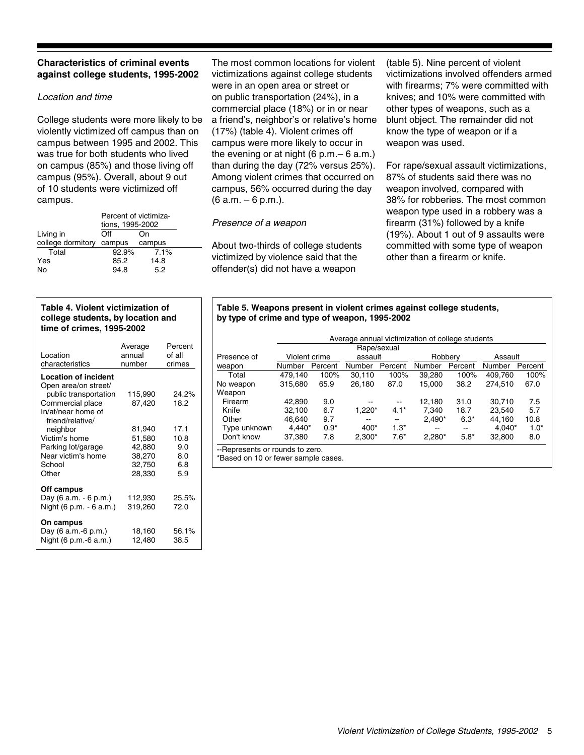### Characteristics of criminal events against college students, 1995-2002

*Location and time*

College students were more likely to be violently victimized off campus than on campus between 1995 and 2002. This was true for both students who lived on campus (85%) and those living off campus (95%). Overall, about 9 out of 10 students were victimized off campus.

| Living in college dormitory | Percent of victimizations, 1995-2002 — Off campus | On campus |
|---|---|---|
| Total | 92.9% | 7.1% |
| Yes | 85.2 | 14.8 |
| No | 94.8 | 5.2 |

The most common locations for violent victimizations against college students were in an open area or street or on public transportation (24%), in a commercial place (18%) or in or near a friend's, neighbor's or relative's home (17%) (table 4). Violent crimes off campus were more likely to occur in the evening or at night (6 p.m.– 6 a.m.) than during the day (72% versus 25%). Among violent crimes that occurred on campus, 56% occurred during the day (6 a.m. – 6 p.m.).

*Presence of a weapon*

About two-thirds of college students victimized by violence said that the offender(s) did not have a weapon (table 5). Nine percent of violent victimizations involved offenders armed with firearms; 7% were committed with knives; and 10% were committed with other types of weapons, such as a blunt object. The remainder did not know the type of weapon or if a weapon was used.

For rape/sexual assault victimizations, 87% of students said there was no weapon involved, compared with 38% for robberies. The most common weapon type used in a robbery was a firearm (31%) followed by a knife (19%). About 1 out of 9 assaults were committed with some type of weapon other than a firearm or knife.

**Table 4. Violent victimization of college students, by location and time of crimes, 1995-2002**

| Location characteristics | Average annual number | Percent of all crimes |
|---|---|---|
| **Location of incident** | | |
| Open area/on street/ public transportation | 115,990 | 24.2% |
| Commercial place | 87,420 | 18.2 |
| In/at/near home of friend/relative/ neighbor | 81,940 | 17.1 |
| Victim's home | 51,580 | 10.8 |
| Parking lot/garage | 42,880 | 9.0 |
| Near victim's home | 38,270 | 8.0 |
| School | 32,750 | 6.8 |
| Other | 28,330 | 5.9 |
| **Off campus** | | |
| Day (6 a.m. - 6 p.m.) | 112,930 | 25.5% |
| Night (6 p.m. - 6 a.m.) | 319,260 | 72.0 |
| **On campus** | | |
| Day (6 a.m.-6 p.m.) | 18,160 | 56.1% |
| Night (6 p.m.-6 a.m.) | 12,480 | 38.5 |

**Table 5. Weapons present in violent crimes against college students, by type of crime and type of weapon, 1995-2002**

| | Average annual victimization of college students | | | | | | | |
|---|---|---|---|---|---|---|---|---|
| Presence of | Violent crime | | Rape/sexual assault | | Robbery | | Assault | |
| weapon | Number | Percent | Number | Percent | Number | Percent | Number | Percent |
| Total | 479,140 | 100% | 30,110 | 100% | 39,280 | 100% | 409,760 | 100% |
| No weapon | 315,680 | 65.9 | 26,180 | 87.0 | 15,000 | 38.2 | 274,510 | 67.0 |
| Weapon | | | | | | | | |
| Firearm | 42,890 | 9.0 | -- | -- | 12,180 | 31.0 | 30,710 | 7.5 |
| Knife | 32,100 | 6.7 | 1,220* | 4.1* | 7,340 | 18.7 | 23,540 | 5.7 |
| Other | 46,640 | 9.7 | -- | -- | 2,490* | 6.3* | 44,160 | 10.8 |
| Type unknown | 4,440* | 0.9* | 400* | 1.3* | -- | -- | 4,040* | 1.0* |
| Don't know | 37,380 | 7.8 | 2,300* | 7.6* | 2,280* | 5.8* | 32,800 | 8.0 |

--Represents or rounds to zero.
*Based on 10 or fewer sample cases.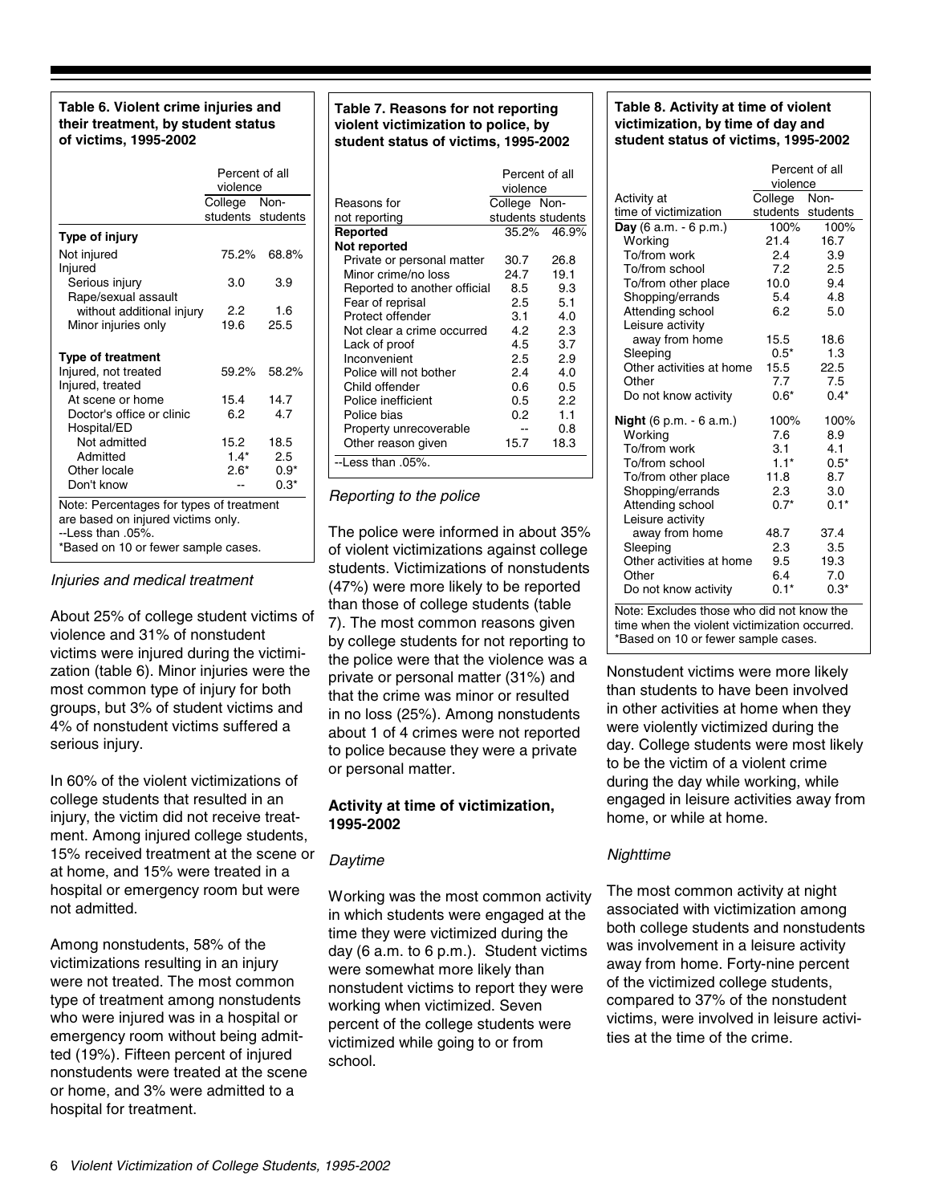**Table 6. Violent crime injuries and their treatment, by student status of victims, 1995-2002**

| | Percent of all violence | |
|---|---|---|
| | College students | Non-students |
| **Type of injury** | | |
| Not injured | 75.2% | 68.8% |
| Injured | | |
| Serious injury | 3.0 | 3.9 |
| Rape/sexual assault without additional injury | 2.2 | 1.6 |
| Minor injuries only | 19.6 | 25.5 |
| **Type of treatment** | | |
| Injured, not treated | 59.2% | 58.2% |
| Injured, treated | | |
| At scene or home | 15.4 | 14.7 |
| Doctor's office or clinic | 6.2 | 4.7 |
| Hospital/ED | | |
| Not admitted | 15.2 | 18.5 |
| Admitted | 1.4* | 2.5 |
| Other locale | 2.6* | 0.9* |
| Don't know | -- | 0.3* |

Note: Percentages for types of treatment are based on injured victims only.
--Less than .05%.
*Based on 10 or fewer sample cases.

*Injuries and medical treatment*

About 25% of college student victims of violence and 31% of nonstudent victims were injured during the victimization (table 6). Minor injuries were the most common type of injury for both groups, but 3% of student victims and 4% of nonstudent victims suffered a serious injury.

In 60% of the violent victimizations of college students that resulted in an injury, the victim did not receive treatment. Among injured college students, 15% received treatment at the scene or at home, and 15% were treated in a hospital or emergency room but were not admitted.

Among nonstudents, 58% of the victimizations resulting in an injury were not treated. The most common type of treatment among nonstudents who were injured was in a hospital or emergency room without being admitted (19%). Fifteen percent of injured nonstudents were treated at the scene or home, and 3% were admitted to a hospital for treatment.

**Table 7. Reasons for not reporting violent victimization to police, by student status of victims, 1995-2002**

| Reasons for not reporting | Percent of all violence | |
|---|---|---|
| | College students | Non-students |
| **Reported** | 35.2% | 46.9% |
| **Not reported** | | |
| Private or personal matter | 30.7 | 26.8 |
| Minor crime/no loss | 24.7 | 19.1 |
| Reported to another official | 8.5 | 9.3 |
| Fear of reprisal | 2.5 | 5.1 |
| Protect offender | 3.1 | 4.0 |
| Not clear a crime occurred | 4.2 | 2.3 |
| Lack of proof | 4.5 | 3.7 |
| Inconvenient | 2.5 | 2.9 |
| Police will not bother | 2.4 | 4.0 |
| Child offender | 0.6 | 0.5 |
| Police inefficient | 0.5 | 2.2 |
| Police bias | 0.2 | 1.1 |
| Property unrecoverable | -- | 0.8 |
| Other reason given | 15.7 | 18.3 |

--Less than .05%.

*Reporting to the police*

The police were informed in about 35% of violent victimizations against college students. Victimizations of nonstudents (47%) were more likely to be reported than those of college students (table 7). The most common reasons given by college students for not reporting to the police were that the violence was a private or personal matter (31%) and that the crime was minor or resulted in no loss (25%). Among nonstudents about 1 of 4 crimes were not reported to police because they were a private or personal matter.

### Activity at time of victimization, 1995-2002

*Daytime*

Working was the most common activity in which students were engaged at the time they were victimized during the day (6 a.m. to 6 p.m.). Student victims were somewhat more likely than nonstudent victims to report they were working when victimized. Seven percent of the college students were victimized while going to or from school.

**Table 8. Activity at time of violent victimization, by time of day and student status of victims, 1995-2002**

| Activity at time of victimization | Percent of all violence | |
|---|---|---|
| | College students | Non-students |
| **Day** (6 a.m. - 6 p.m.) | 100% | 100% |
| Working | 21.4 | 16.7 |
| To/from work | 2.4 | 3.9 |
| To/from school | 7.2 | 2.5 |
| To/from other place | 10.0 | 9.4 |
| Shopping/errands | 5.4 | 4.8 |
| Attending school | 6.2 | 5.0 |
| Leisure activity away from home | 15.5 | 18.6 |
| Sleeping | 0.5* | 1.3 |
| Other activities at home | 15.5 | 22.5 |
| Other | 7.7 | 7.5 |
| Do not know activity | 0.6* | 0.4* |
| **Night** (6 p.m. - 6 a.m.) | 100% | 100% |
| Working | 7.6 | 8.9 |
| To/from work | 3.1 | 4.1 |
| To/from school | 1.1* | 0.5* |
| To/from other place | 11.8 | 8.7 |
| Shopping/errands | 2.3 | 3.0 |
| Attending school | 0.7* | 0.1* |
| Leisure activity away from home | 48.7 | 37.4 |
| Sleeping | 2.3 | 3.5 |
| Other activities at home | 9.5 | 19.3 |
| Other | 6.4 | 7.0 |
| Do not know activity | 0.1* | 0.3* |

Note: Excludes those who did not know the time when the violent victimization occurred.
*Based on 10 or fewer sample cases.

Nonstudent victims were more likely than students to have been involved in other activities at home when they were violently victimized during the day. College students were most likely to be the victim of a violent crime during the day while working, while engaged in leisure activities away from home, or while at home.

*Nighttime*

The most common activity at night associated with victimization among both college students and nonstudents was involvement in a leisure activity away from home. Forty-nine percent of the victimized college students, compared to 37% of the nonstudent victims, were involved in leisure activities at the time of the crime.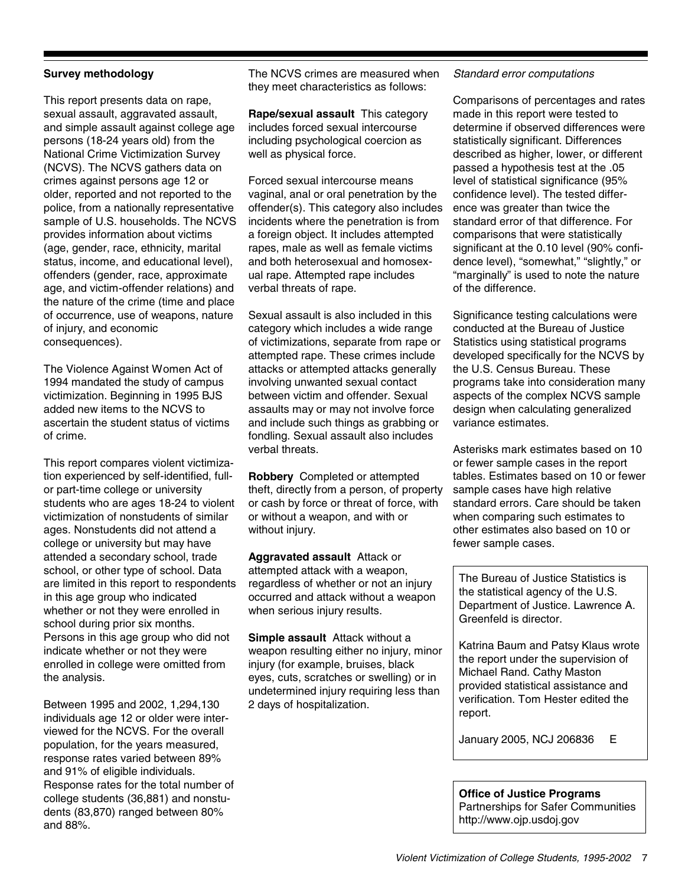### Survey methodology

This report presents data on rape, sexual assault, aggravated assault, and simple assault against college age persons (18-24 years old) from the National Crime Victimization Survey (NCVS). The NCVS gathers data on crimes against persons age 12 or older, reported and not reported to the police, from a nationally representative sample of U.S. households. The NCVS provides information about victims (age, gender, race, ethnicity, marital status, income, and educational level), offenders (gender, race, approximate age, and victim-offender relations) and the nature of the crime (time and place of occurrence, use of weapons, nature of injury, and economic consequences).

The Violence Against Women Act of 1994 mandated the study of campus victimization. Beginning in 1995 BJS added new items to the NCVS to ascertain the student status of victims of crime.

This report compares violent victimization experienced by self-identified, full- or part-time college or university students who are ages 18-24 to violent victimization of nonstudents of similar ages. Nonstudents did not attend a college or university but may have attended a secondary school, trade school, or other type of school. Data are limited in this report to respondents in this age group who indicated whether or not they were enrolled in school during prior six months. Persons in this age group who did not indicate whether or not they were enrolled in college were omitted from the analysis.

Between 1995 and 2002, 1,294,130 individuals age 12 or older were interviewed for the NCVS. For the overall population, for the years measured, response rates varied between 89% and 91% of eligible individuals. Response rates for the total number of college students (36,881) and nonstudents (83,870) ranged between 80% and 88%.

The NCVS crimes are measured when they meet characteristics as follows:

**Rape/sexual assault** This category includes forced sexual intercourse including psychological coercion as well as physical force.

Forced sexual intercourse means vaginal, anal or oral penetration by the offender(s). This category also includes incidents where the penetration is from a foreign object. It includes attempted rapes, male as well as female victims and both heterosexual and homosexual rape. Attempted rape includes verbal threats of rape.

Sexual assault is also included in this category which includes a wide range of victimizations, separate from rape or attempted rape. These crimes include attacks or attempted attacks generally involving unwanted sexual contact between victim and offender. Sexual assaults may or may not involve force and include such things as grabbing or fondling. Sexual assault also includes verbal threats.

**Robbery** Completed or attempted theft, directly from a person, of property or cash by force or threat of force, with or without a weapon, and with or without injury.

**Aggravated assault** Attack or attempted attack with a weapon, regardless of whether or not an injury occurred and attack without a weapon when serious injury results.

**Simple assault** Attack without a weapon resulting either no injury, minor injury (for example, bruises, black eyes, cuts, scratches or swelling) or in undetermined injury requiring less than 2 days of hospitalization.

*Standard error computations*

Comparisons of percentages and rates made in this report were tested to determine if observed differences were statistically significant. Differences described as higher, lower, or different passed a hypothesis test at the .05 level of statistical significance (95% confidence level). The tested difference was greater than twice the standard error of that difference. For comparisons that were statistically significant at the 0.10 level (90% confidence level), "somewhat," "slightly," or "marginally" is used to note the nature of the difference.

Significance testing calculations were conducted at the Bureau of Justice Statistics using statistical programs developed specifically for the NCVS by the U.S. Census Bureau. These programs take into consideration many aspects of the complex NCVS sample design when calculating generalized variance estimates.

Asterisks mark estimates based on 10 or fewer sample cases in the report tables. Estimates based on 10 or fewer sample cases have high relative standard errors. Care should be taken when comparing such estimates to other estimates also based on 10 or fewer sample cases.

The Bureau of Justice Statistics is the statistical agency of the U.S. Department of Justice. Lawrence A. Greenfeld is director.

Katrina Baum and Patsy Klaus wrote the report under the supervision of Michael Rand. Cathy Maston provided statistical assistance and verification. Tom Hester edited the report.

January 2005, NCJ 206836 E

**Office of Justice Programs**
Partnerships for Safer Communities
http://www.ojp.usdoj.gov